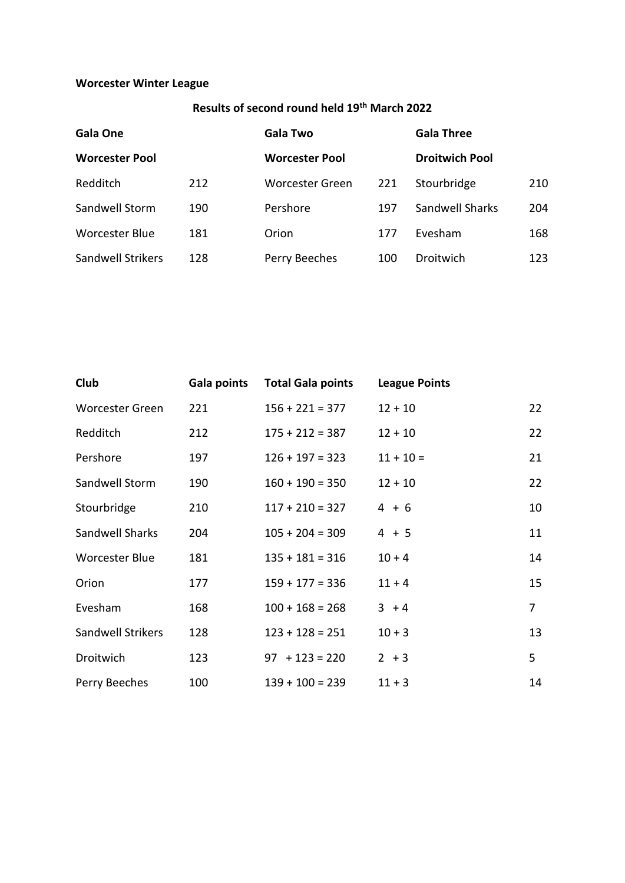**Worcester Winter League**

**Results of second round held 19th March 2022**

| **Gala One** | | **Gala Two** | | **Gala Three** | |
|---|---|---|---|---|---|
| **Worcester Pool** | | **Worcester Pool** | | **Droitwich Pool** | |
| Redditch | 212 | Worcester Green | 221 | Stourbridge | 210 |
| Sandwell Storm | 190 | Pershore | 197 | Sandwell Sharks | 204 |
| Worcester Blue | 181 | Orion | 177 | Evesham | 168 |
| Sandwell Strikers | 128 | Perry Beeches | 100 | Droitwich | 123 |

| **Club** | **Gala points** | **Total Gala points** | **League Points** | |
|---|---|---|---|---|
| Worcester Green | 221 | 156 + 221 = 377 | 12 + 10 | 22 |
| Redditch | 212 | 175 + 212 = 387 | 12 + 10 | 22 |
| Pershore | 197 | 126 + 197 = 323 | 11 + 10 = | 21 |
| Sandwell Storm | 190 | 160 + 190 = 350 | 12 + 10 | 22 |
| Stourbridge | 210 | 117 + 210 = 327 | 4 + 6 | 10 |
| Sandwell Sharks | 204 | 105 + 204 = 309 | 4 + 5 | 11 |
| Worcester Blue | 181 | 135 + 181 = 316 | 10 + 4 | 14 |
| Orion | 177 | 159 + 177 = 336 | 11 + 4 | 15 |
| Evesham | 168 | 100 + 168 = 268 | 3 + 4 | 7 |
| Sandwell Strikers | 128 | 123 + 128 = 251 | 10 + 3 | 13 |
| Droitwich | 123 | 97 + 123 = 220 | 2 + 3 | 5 |
| Perry Beeches | 100 | 139 + 100 = 239 | 11 + 3 | 14 |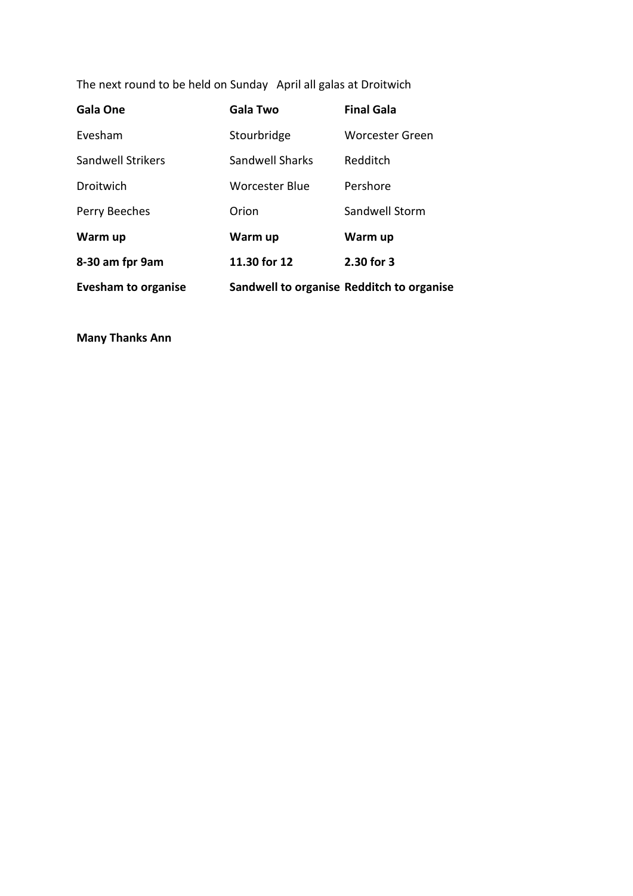The next round to be held on Sunday   April all galas at Droitwich

| Gala One | Gala Two | Final Gala |
|---|---|---|
| Evesham | Stourbridge | Worcester Green |
| Sandwell Strikers | Sandwell Sharks | Redditch |
| Droitwich | Worcester Blue | Pershore |
| Perry Beeches | Orion | Sandwell Storm |
| **Warm up** | **Warm up** | **Warm up** |
| **8-30 am fpr 9am** | **11.30 for 12** | **2.30 for 3** |
| **Evesham to organise** | **Sandwell to organise** | **Redditch to organise** |

**Many Thanks Ann**